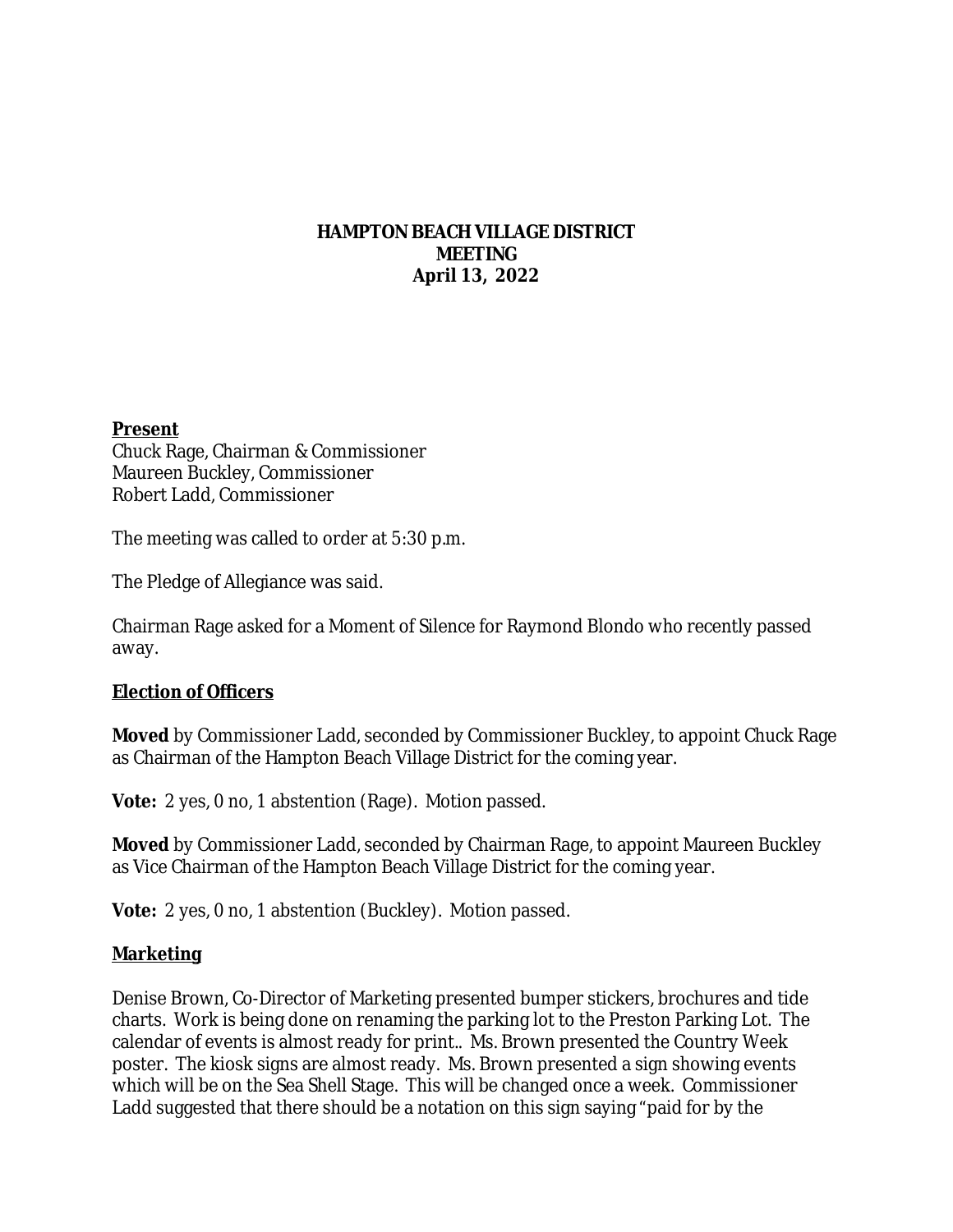# HAMPTON BEACH VILLAGE DISTRICT
# MEETING
# April 13, 2022

**Present**
Chuck Rage, Chairman & Commissioner
Maureen Buckley, Commissioner
Robert Ladd, Commissioner

The meeting was called to order at 5:30 p.m.

The Pledge of Allegiance was said.

Chairman Rage asked for a Moment of Silence for Raymond Blondo who recently passed away.

## Election of Officers

**Moved** by Commissioner Ladd, seconded by Commissioner Buckley, to appoint Chuck Rage as Chairman of the Hampton Beach Village District for the coming year.

**Vote:** 2 yes, 0 no, 1 abstention (Rage). Motion passed.

**Moved** by Commissioner Ladd, seconded by Chairman Rage, to appoint Maureen Buckley as Vice Chairman of the Hampton Beach Village District for the coming year.

**Vote:** 2 yes, 0 no, 1 abstention (Buckley). Motion passed.

## Marketing

Denise Brown, Co-Director of Marketing presented bumper stickers, brochures and tide charts. Work is being done on renaming the parking lot to the Preston Parking Lot. The calendar of events is almost ready for print.. Ms. Brown presented the Country Week poster. The kiosk signs are almost ready. Ms. Brown presented a sign showing events which will be on the Sea Shell Stage. This will be changed once a week. Commissioner Ladd suggested that there should be a notation on this sign saying "paid for by the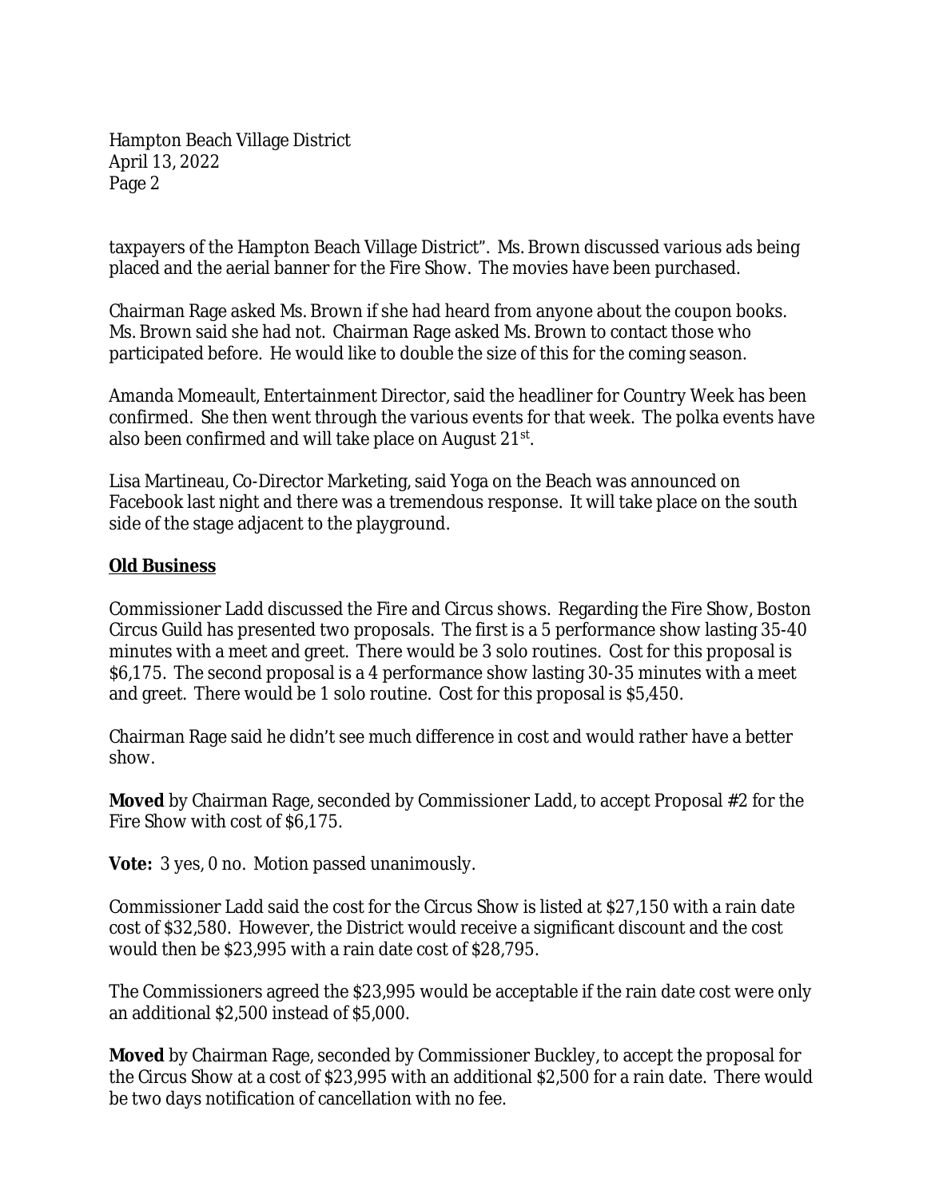taxpayers of the Hampton Beach Village District". Ms. Brown discussed various ads being placed and the aerial banner for the Fire Show. The movies have been purchased.

Chairman Rage asked Ms. Brown if she had heard from anyone about the coupon books. Ms. Brown said she had not. Chairman Rage asked Ms. Brown to contact those who participated before. He would like to double the size of this for the coming season.

Amanda Momeault, Entertainment Director, said the headliner for Country Week has been confirmed. She then went through the various events for that week. The polka events have also been confirmed and will take place on August 21st.

Lisa Martineau, Co-Director Marketing, said Yoga on the Beach was announced on Facebook last night and there was a tremendous response. It will take place on the south side of the stage adjacent to the playground.

**Old Business**

Commissioner Ladd discussed the Fire and Circus shows. Regarding the Fire Show, Boston Circus Guild has presented two proposals. The first is a 5 performance show lasting 35-40 minutes with a meet and greet. There would be 3 solo routines. Cost for this proposal is $6,175. The second proposal is a 4 performance show lasting 30-35 minutes with a meet and greet. There would be 1 solo routine. Cost for this proposal is $5,450.

Chairman Rage said he didn't see much difference in cost and would rather have a better show.

**Moved** by Chairman Rage, seconded by Commissioner Ladd, to accept Proposal #2 for the Fire Show with cost of $6,175.

**Vote:** 3 yes, 0 no. Motion passed unanimously.

Commissioner Ladd said the cost for the Circus Show is listed at $27,150 with a rain date cost of $32,580. However, the District would receive a significant discount and the cost would then be $23,995 with a rain date cost of $28,795.

The Commissioners agreed the $23,995 would be acceptable if the rain date cost were only an additional $2,500 instead of $5,000.

**Moved** by Chairman Rage, seconded by Commissioner Buckley, to accept the proposal for the Circus Show at a cost of $23,995 with an additional $2,500 for a rain date. There would be two days notification of cancellation with no fee.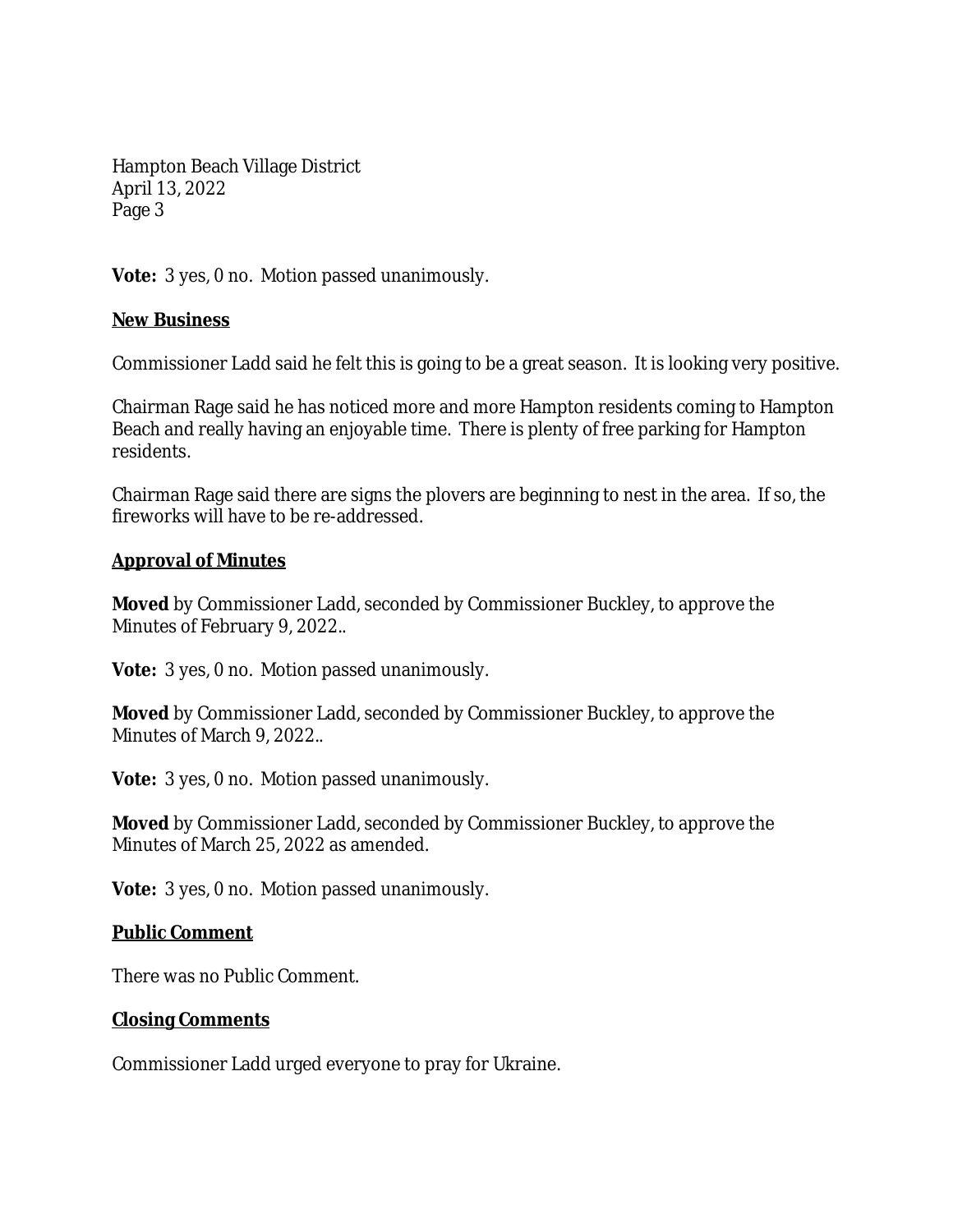**Vote:** 3 yes, 0 no. Motion passed unanimously.

**New Business**

Commissioner Ladd said he felt this is going to be a great season. It is looking very positive.

Chairman Rage said he has noticed more and more Hampton residents coming to Hampton Beach and really having an enjoyable time. There is plenty of free parking for Hampton residents.

Chairman Rage said there are signs the plovers are beginning to nest in the area. If so, the fireworks will have to be re-addressed.

**Approval of Minutes**

**Moved** by Commissioner Ladd, seconded by Commissioner Buckley, to approve the Minutes of February 9, 2022..

**Vote:** 3 yes, 0 no. Motion passed unanimously.

**Moved** by Commissioner Ladd, seconded by Commissioner Buckley, to approve the Minutes of March 9, 2022..

**Vote:** 3 yes, 0 no. Motion passed unanimously.

**Moved** by Commissioner Ladd, seconded by Commissioner Buckley, to approve the Minutes of March 25, 2022 as amended.

**Vote:** 3 yes, 0 no. Motion passed unanimously.

**Public Comment**

There was no Public Comment.

**Closing Comments**

Commissioner Ladd urged everyone to pray for Ukraine.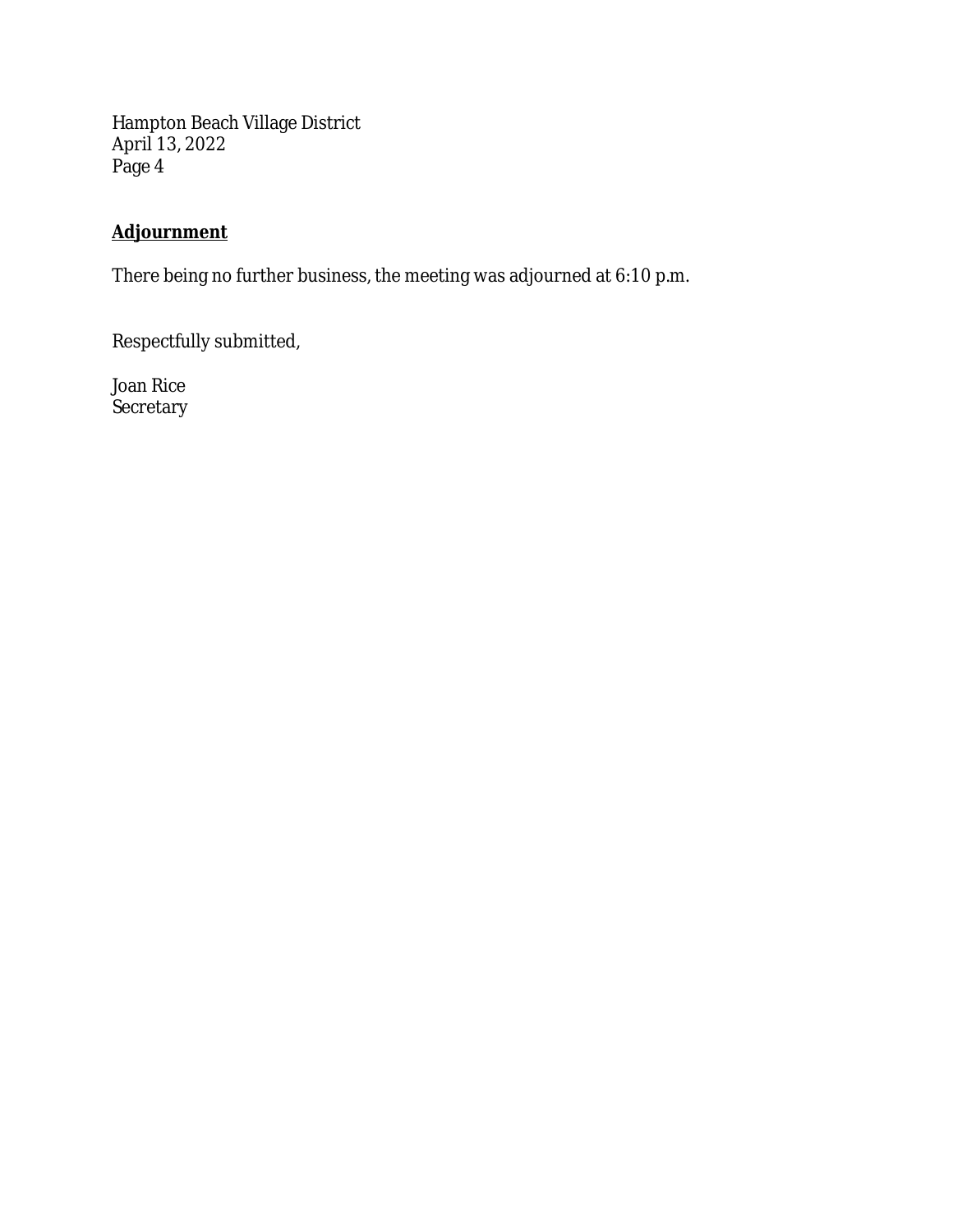## Adjournment

There being no further business, the meeting was adjourned at 6:10 p.m.

Respectfully submitted,

Joan Rice
Secretary